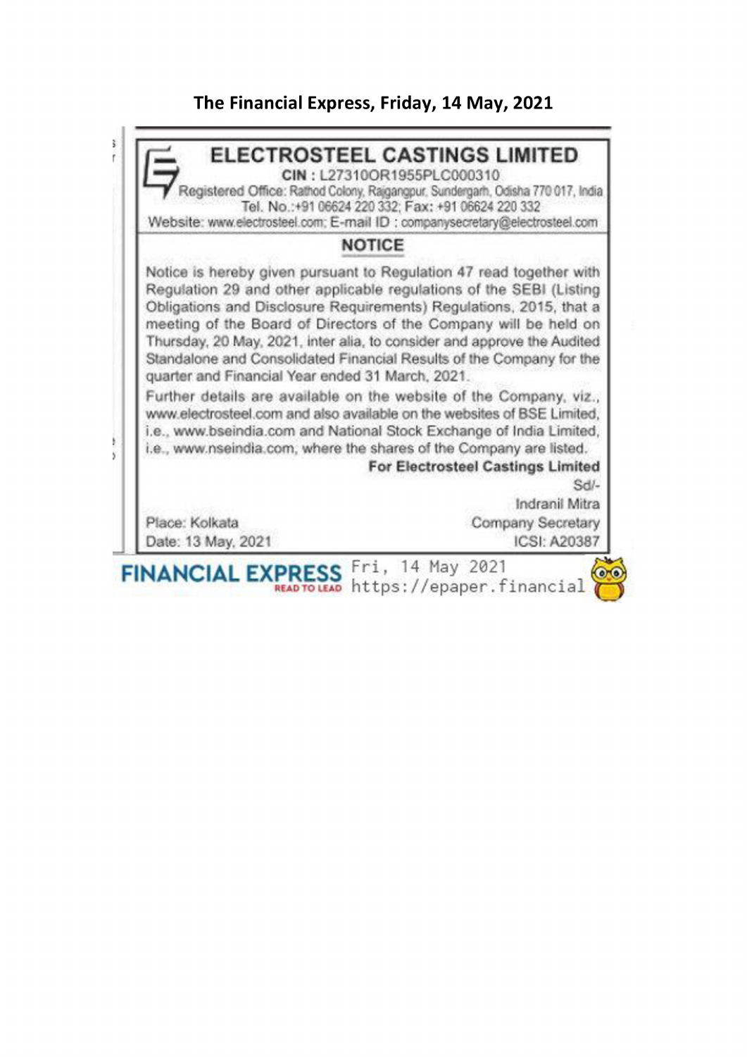**The Financial Express, Friday, 14 May, 2021**

# ELECTROSTEEL CASTINGS LIMITED

**CIN : L27310OR1955PLC000310**

Registered Office: Rathod Colony, Rajgangpur, Sundergarh, Odisha 770 017, India

Tel. No.:+91 06624 220 332; Fax: +91 06624 220 332

Website: www.electrosteel.com; E-mail ID : companysecretary@electrosteel.com

## NOTICE

Notice is hereby given pursuant to Regulation 47 read together with Regulation 29 and other applicable regulations of the SEBI (Listing Obligations and Disclosure Requirements) Regulations, 2015, that a meeting of the Board of Directors of the Company will be held on Thursday, 20 May, 2021, inter alia, to consider and approve the Audited Standalone and Consolidated Financial Results of the Company for the quarter and Financial Year ended 31 March, 2021.

Further details are available on the website of the Company, viz., www.electrosteel.com and also available on the websites of BSE Limited, i.e., www.bseindia.com and National Stock Exchange of India Limited, i.e., www.nseindia.com, where the shares of the Company are listed.

**For Electrosteel Castings Limited**

Sd/-

Indranil Mitra

Company Secretary

ICSI: A20387

Place: Kolkata

Date: 13 May, 2021

FINANCIAL EXPRESS Fri, 14 May 2021 https://epaper.financial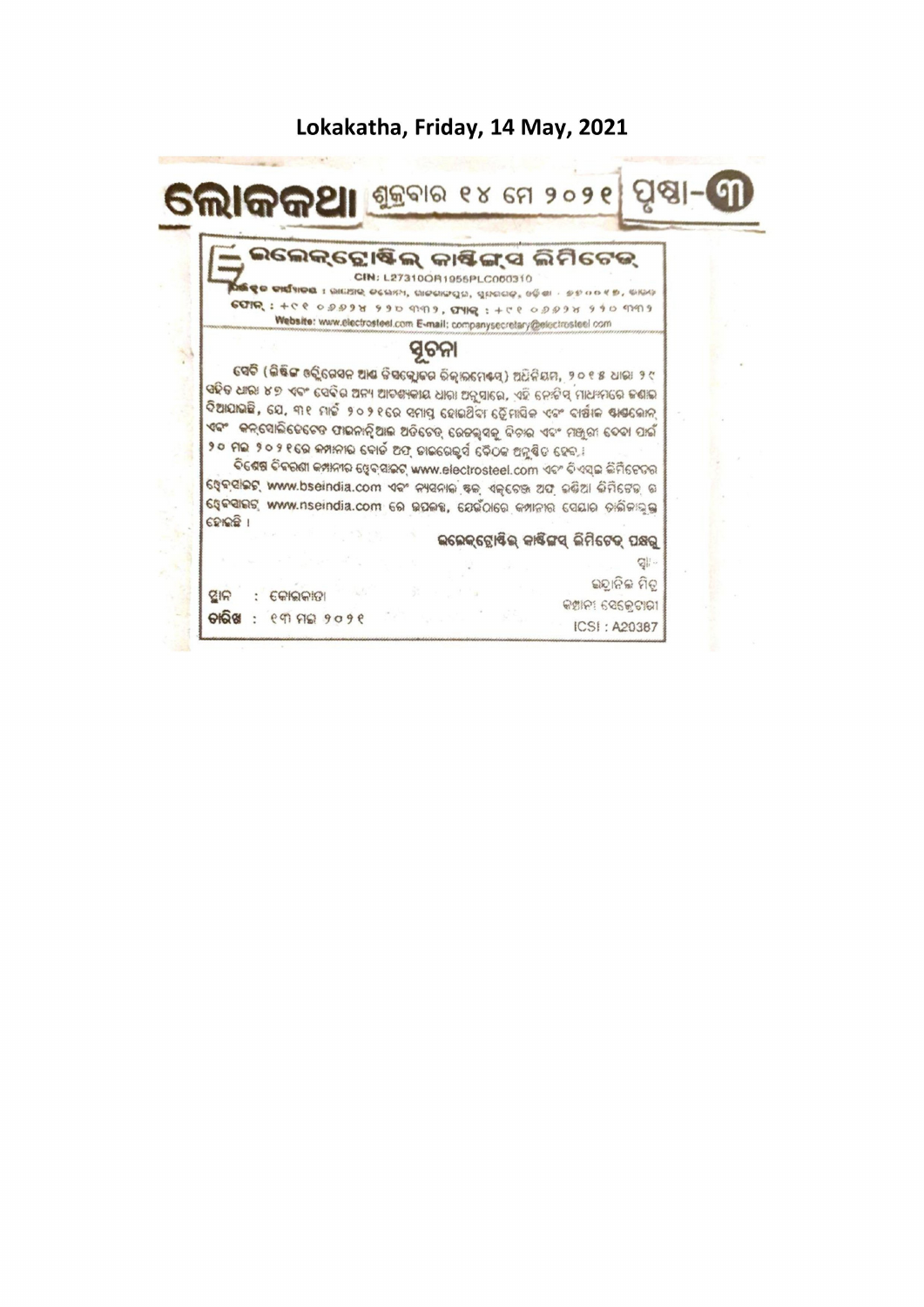**Lokakatha, Friday, 14 May, 2021**

ଲୋକକଥା ଶୁକ୍ରବାର ୧୪ ମେ ୨୦୨୧ ପୃଷ୍ଠା-୩

# ଇଲେକ୍ଟ୍ରୋଷ୍ଟିଲ୍ କାଷ୍ଟିଙ୍ଗ୍ସ ଲିମିଟେଡ୍

CIN: L27310OR1955PLC000310

ପଞ୍ଜିକୃତ କାର୍ଯ୍ୟାଳୟ : ରାଜଗାଙ୍ଗପୁର, ସୁନ୍ଦରଗଡ଼, ଓଡ଼ିଶା - ୭୭୦୦୧୭, ଭାରତ

ଫୋନ୍ : +୯୧ ୦୬୬୨୪ ୨୨୦ ୩୩୨, ଫ୍ୟାକ୍ସ : +୯୧ ୦୬୬୨୪ ୨୨୦ ୩୩୨

Website: www.electrosteel.com E-mail: companysecretary@electrosteel.com

## ସୂଚନା

ସେବି (ଲିଷ୍ଟିଙ୍ଗ ଓବ୍ଲିଗେସନ ଆଣ୍ଡ ଡିସକ୍ଲୋଜର ରିକ୍ୱାରମେଣ୍ଟସ୍) ଅଧିନିୟମ, ୨୦୧୫ ଧାରା ୨୯ ସହିତ ଧାରା ୪୭ ଏବଂ ସେବିର ଅନ୍ୟ ଆବଶ୍ୟକୀୟ ଧାରା ଅନୁସାରେ, ଏହି ନୋଟିସ୍ ମାଧ୍ୟମରେ ଜଣାଇ ଦିଆଯାଉଛି, ଯେ, ୩୧ ମାର୍ଚ୍ଚ ୨୦୨୧ରେ ସମାପ୍ତ ହୋଇଥିବା ତ୍ରୈମାସିକ ଏବଂ ବାର୍ଷିକ ଷ୍ଟାଣ୍ଡଲୋନ୍ ଏବଂ କନ୍‌ସୋଲିଡେଟେଡ ଫାଇନାନ୍ସିଆଲ ଅଡିଟେଡ୍ ରେଜଲ୍ଟସ୍‌କୁ ବିଚାର ଏବଂ ମଞ୍ଜୁରୀ ଦେବା ପାଇଁ ୨୦ ମଇ ୨୦୨୧ରେ କମ୍ପାନୀର ବୋର୍ଡ ଅଫ୍ ଡାଇରେକ୍ଟର୍ସ ବୈଠକ ଅନୁଷ୍ଠିତ ହେବ ।

ବିଶେଷ ବିବରଣୀ କମ୍ପାନୀର ୱେବସାଇଟ୍ www.electrosteel.com ଏବଂ ବିଏସଇ ଲିମିଟେଡର ୱେବସାଇଟ୍ www.bseindia.com ଏବଂ ନ୍ୟାସନାଲ ଷ୍ଟକ୍ ଏକ୍ସଚେଞ୍ଜ ଅଫ୍ ଇଣ୍ଡିଆ ଲିମିଟେଡ୍ ର ୱେବସାଇଟ୍ www.nseindia.com ରେ ଉପଲବ୍ଧ, ଯେଉଁଠାରେ କମ୍ପାନୀର ସେୟାର ତାଲିକାଭୁକ୍ତ ହୋଇଛି ।

ଇଲେକ୍ଟ୍ରୋଷ୍ଟିଲ୍ କାଷ୍ଟିଙ୍ଗସ୍ ଲିମିଟେଡ୍ ପକ୍ଷରୁ

ସ୍ୱାଃ-

ଇନ୍ଦ୍ରାନିଲ ମିତ୍ର

କମ୍ପାନୀ ସେକ୍ରେଟାରୀ

ICSI : A20387

ସ୍ଥାନ : କୋଲକାତା

ତାରିଖ : ୧୩ ମଇ ୨୦୨୧